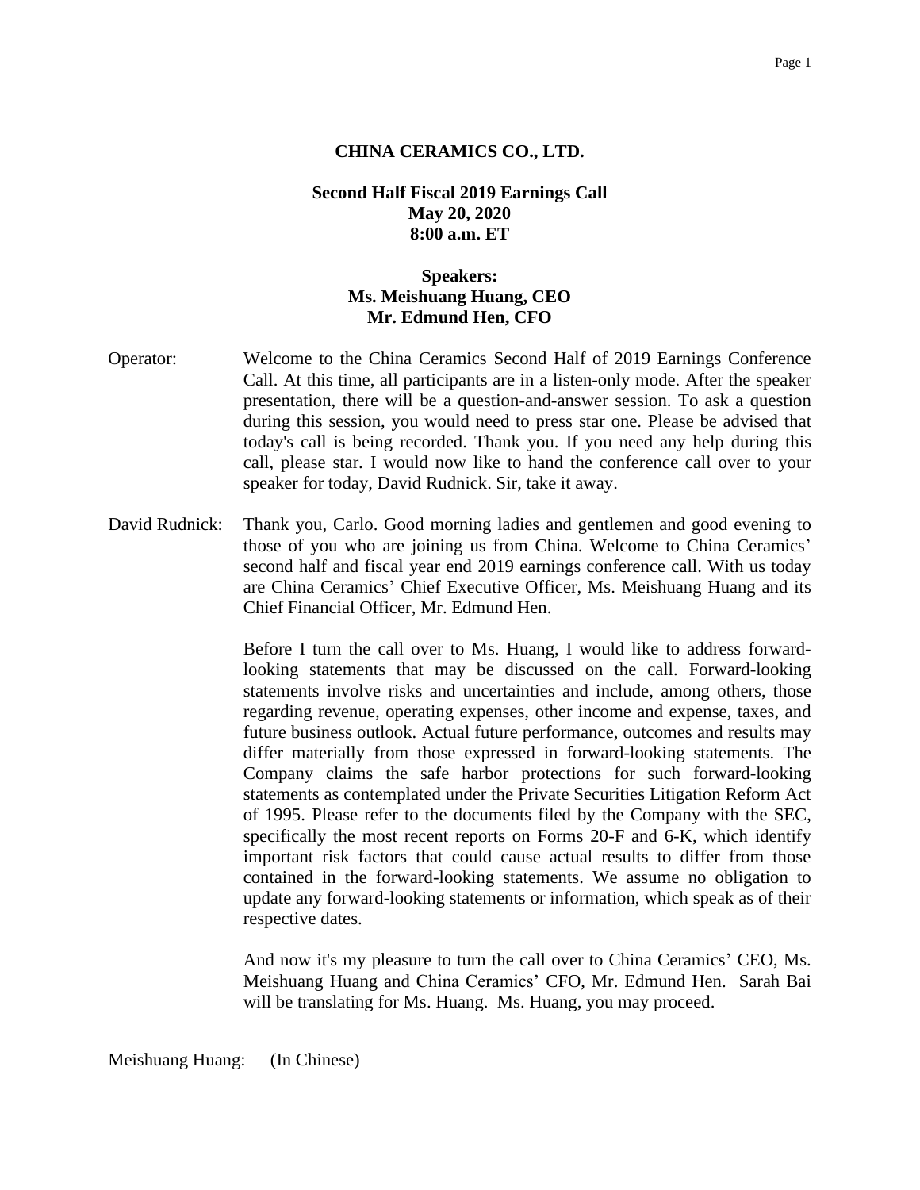**CHINA CERAMICS CO., LTD.**

**Second Half Fiscal 2019 Earnings Call**
**May 20, 2020**
**8:00 a.m. ET**

**Speakers:**
**Ms. Meishuang Huang, CEO**
**Mr. Edmund Hen, CFO**

Operator: Welcome to the China Ceramics Second Half of 2019 Earnings Conference Call. At this time, all participants are in a listen-only mode. After the speaker presentation, there will be a question-and-answer session. To ask a question during this session, you would need to press star one. Please be advised that today's call is being recorded. Thank you. If you need any help during this call, please star. I would now like to hand the conference call over to your speaker for today, David Rudnick. Sir, take it away.

David Rudnick: Thank you, Carlo. Good morning ladies and gentlemen and good evening to those of you who are joining us from China. Welcome to China Ceramics' second half and fiscal year end 2019 earnings conference call. With us today are China Ceramics' Chief Executive Officer, Ms. Meishuang Huang and its Chief Financial Officer, Mr. Edmund Hen.

Before I turn the call over to Ms. Huang, I would like to address forward-looking statements that may be discussed on the call. Forward-looking statements involve risks and uncertainties and include, among others, those regarding revenue, operating expenses, other income and expense, taxes, and future business outlook. Actual future performance, outcomes and results may differ materially from those expressed in forward-looking statements. The Company claims the safe harbor protections for such forward-looking statements as contemplated under the Private Securities Litigation Reform Act of 1995. Please refer to the documents filed by the Company with the SEC, specifically the most recent reports on Forms 20-F and 6-K, which identify important risk factors that could cause actual results to differ from those contained in the forward-looking statements. We assume no obligation to update any forward-looking statements or information, which speak as of their respective dates.

And now it's my pleasure to turn the call over to China Ceramics' CEO, Ms. Meishuang Huang and China Ceramics' CFO, Mr. Edmund Hen. Sarah Bai will be translating for Ms. Huang. Ms. Huang, you may proceed.

Meishuang Huang: (In Chinese)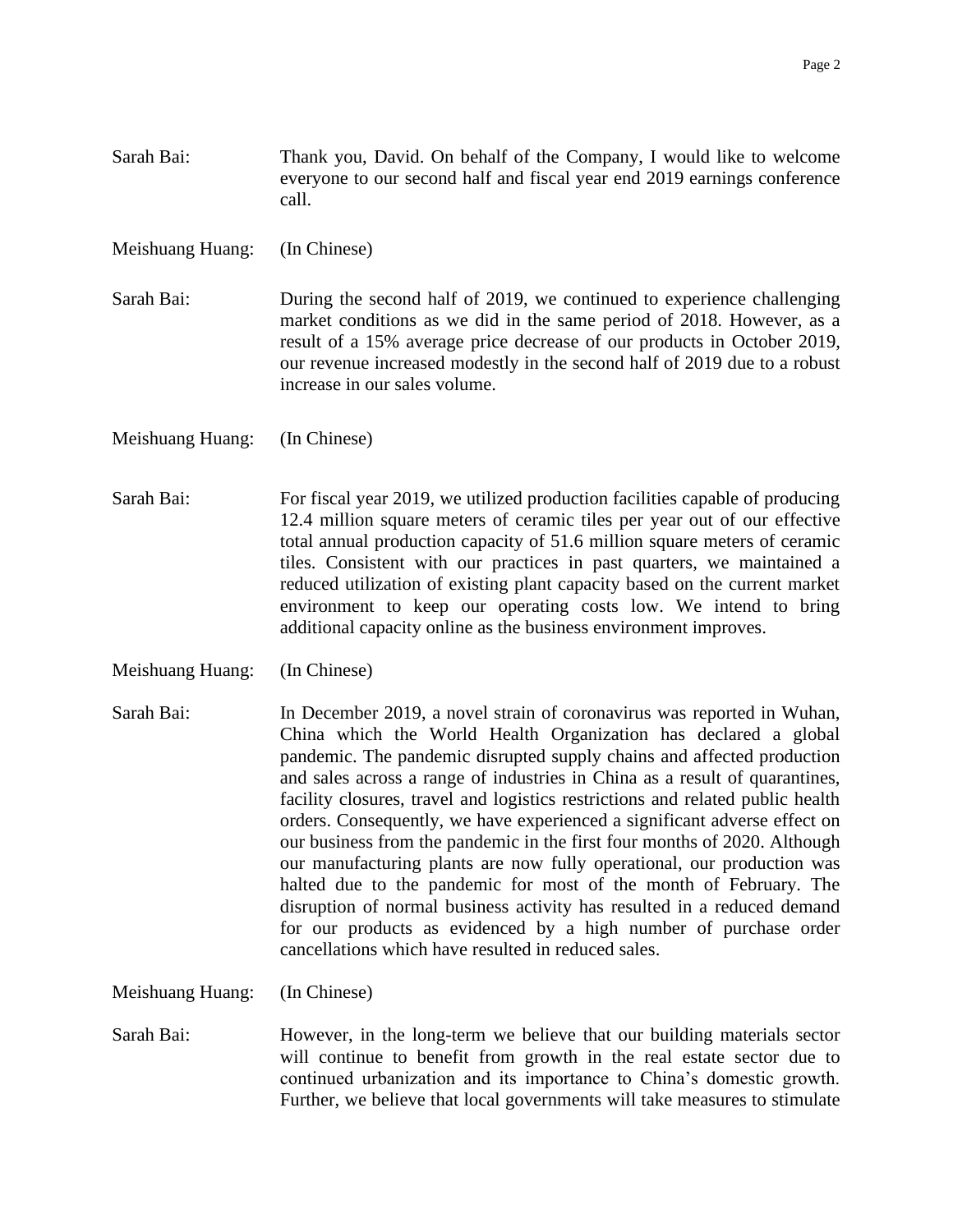Sarah Bai: Thank you, David. On behalf of the Company, I would like to welcome everyone to our second half and fiscal year end 2019 earnings conference call.

Meishuang Huang: (In Chinese)

Sarah Bai: During the second half of 2019, we continued to experience challenging market conditions as we did in the same period of 2018. However, as a result of a 15% average price decrease of our products in October 2019, our revenue increased modestly in the second half of 2019 due to a robust increase in our sales volume.

Meishuang Huang: (In Chinese)

Sarah Bai: For fiscal year 2019, we utilized production facilities capable of producing 12.4 million square meters of ceramic tiles per year out of our effective total annual production capacity of 51.6 million square meters of ceramic tiles. Consistent with our practices in past quarters, we maintained a reduced utilization of existing plant capacity based on the current market environment to keep our operating costs low. We intend to bring additional capacity online as the business environment improves.

Meishuang Huang: (In Chinese)

Sarah Bai: In December 2019, a novel strain of coronavirus was reported in Wuhan, China which the World Health Organization has declared a global pandemic. The pandemic disrupted supply chains and affected production and sales across a range of industries in China as a result of quarantines, facility closures, travel and logistics restrictions and related public health orders. Consequently, we have experienced a significant adverse effect on our business from the pandemic in the first four months of 2020. Although our manufacturing plants are now fully operational, our production was halted due to the pandemic for most of the month of February. The disruption of normal business activity has resulted in a reduced demand for our products as evidenced by a high number of purchase order cancellations which have resulted in reduced sales.

Meishuang Huang: (In Chinese)

Sarah Bai: However, in the long-term we believe that our building materials sector will continue to benefit from growth in the real estate sector due to continued urbanization and its importance to China's domestic growth. Further, we believe that local governments will take measures to stimulate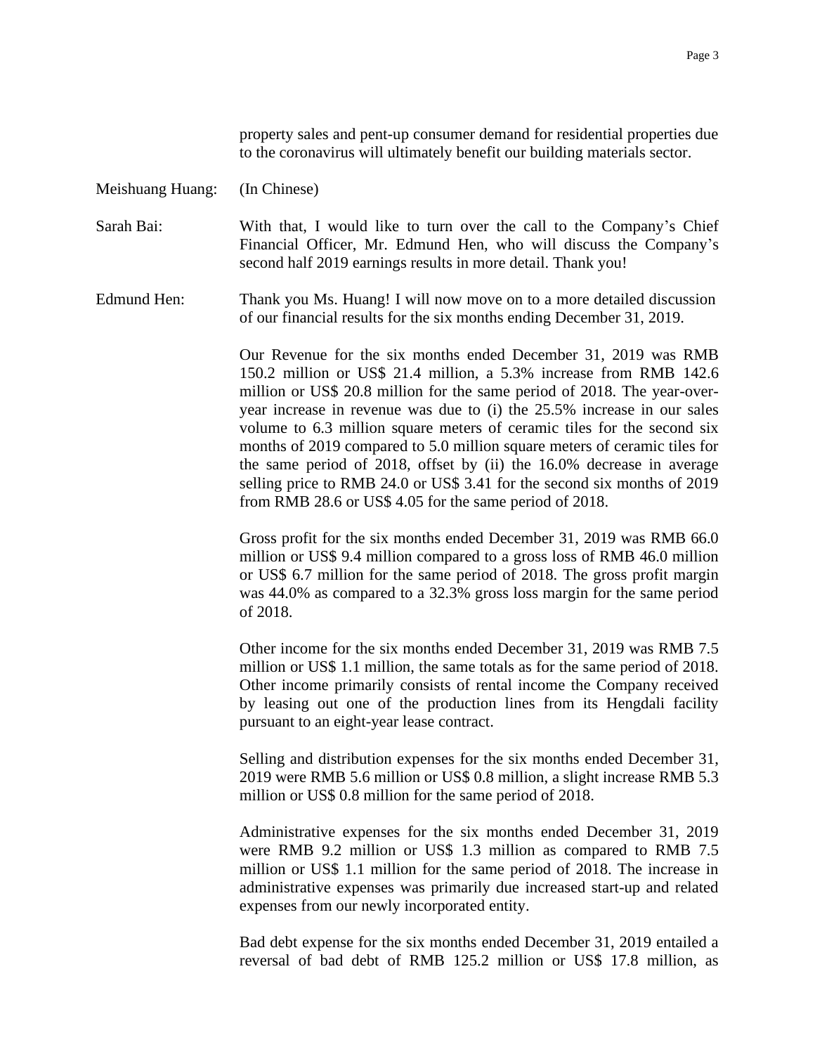property sales and pent-up consumer demand for residential properties due to the coronavirus will ultimately benefit our building materials sector.

Meishuang Huang: (In Chinese)

Sarah Bai: With that, I would like to turn over the call to the Company's Chief Financial Officer, Mr. Edmund Hen, who will discuss the Company's second half 2019 earnings results in more detail. Thank you!

Edmund Hen: Thank you Ms. Huang! I will now move on to a more detailed discussion of our financial results for the six months ending December 31, 2019.

Our Revenue for the six months ended December 31, 2019 was RMB 150.2 million or US$ 21.4 million, a 5.3% increase from RMB 142.6 million or US$ 20.8 million for the same period of 2018. The year-over-year increase in revenue was due to (i) the 25.5% increase in our sales volume to 6.3 million square meters of ceramic tiles for the second six months of 2019 compared to 5.0 million square meters of ceramic tiles for the same period of 2018, offset by (ii) the 16.0% decrease in average selling price to RMB 24.0 or US$ 3.41 for the second six months of 2019 from RMB 28.6 or US$ 4.05 for the same period of 2018.

Gross profit for the six months ended December 31, 2019 was RMB 66.0 million or US$ 9.4 million compared to a gross loss of RMB 46.0 million or US$ 6.7 million for the same period of 2018. The gross profit margin was 44.0% as compared to a 32.3% gross loss margin for the same period of 2018.

Other income for the six months ended December 31, 2019 was RMB 7.5 million or US$ 1.1 million, the same totals as for the same period of 2018. Other income primarily consists of rental income the Company received by leasing out one of the production lines from its Hengdali facility pursuant to an eight-year lease contract.

Selling and distribution expenses for the six months ended December 31, 2019 were RMB 5.6 million or US$ 0.8 million, a slight increase RMB 5.3 million or US$ 0.8 million for the same period of 2018.

Administrative expenses for the six months ended December 31, 2019 were RMB 9.2 million or US$ 1.3 million as compared to RMB 7.5 million or US$ 1.1 million for the same period of 2018. The increase in administrative expenses was primarily due increased start-up and related expenses from our newly incorporated entity.

Bad debt expense for the six months ended December 31, 2019 entailed a reversal of bad debt of RMB 125.2 million or US$ 17.8 million, as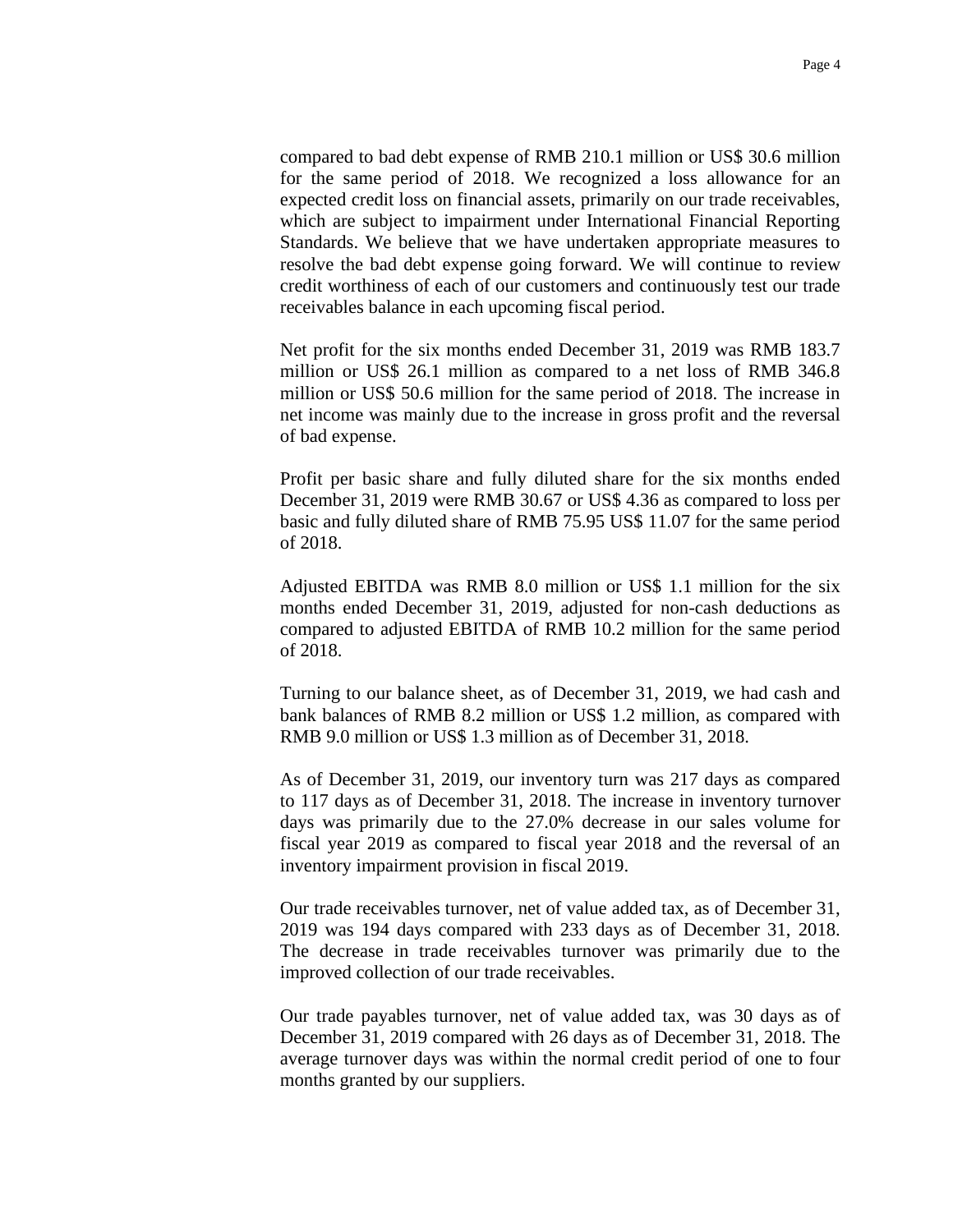compared to bad debt expense of RMB 210.1 million or US$ 30.6 million for the same period of 2018. We recognized a loss allowance for an expected credit loss on financial assets, primarily on our trade receivables, which are subject to impairment under International Financial Reporting Standards. We believe that we have undertaken appropriate measures to resolve the bad debt expense going forward. We will continue to review credit worthiness of each of our customers and continuously test our trade receivables balance in each upcoming fiscal period.

Net profit for the six months ended December 31, 2019 was RMB 183.7 million or US$ 26.1 million as compared to a net loss of RMB 346.8 million or US$ 50.6 million for the same period of 2018. The increase in net income was mainly due to the increase in gross profit and the reversal of bad expense.

Profit per basic share and fully diluted share for the six months ended December 31, 2019 were RMB 30.67 or US$ 4.36 as compared to loss per basic and fully diluted share of RMB 75.95 US$ 11.07 for the same period of 2018.

Adjusted EBITDA was RMB 8.0 million or US$ 1.1 million for the six months ended December 31, 2019, adjusted for non-cash deductions as compared to adjusted EBITDA of RMB 10.2 million for the same period of 2018.

Turning to our balance sheet, as of December 31, 2019, we had cash and bank balances of RMB 8.2 million or US$ 1.2 million, as compared with RMB 9.0 million or US$ 1.3 million as of December 31, 2018.

As of December 31, 2019, our inventory turn was 217 days as compared to 117 days as of December 31, 2018. The increase in inventory turnover days was primarily due to the 27.0% decrease in our sales volume for fiscal year 2019 as compared to fiscal year 2018 and the reversal of an inventory impairment provision in fiscal 2019.

Our trade receivables turnover, net of value added tax, as of December 31, 2019 was 194 days compared with 233 days as of December 31, 2018. The decrease in trade receivables turnover was primarily due to the improved collection of our trade receivables.

Our trade payables turnover, net of value added tax, was 30 days as of December 31, 2019 compared with 26 days as of December 31, 2018. The average turnover days was within the normal credit period of one to four months granted by our suppliers.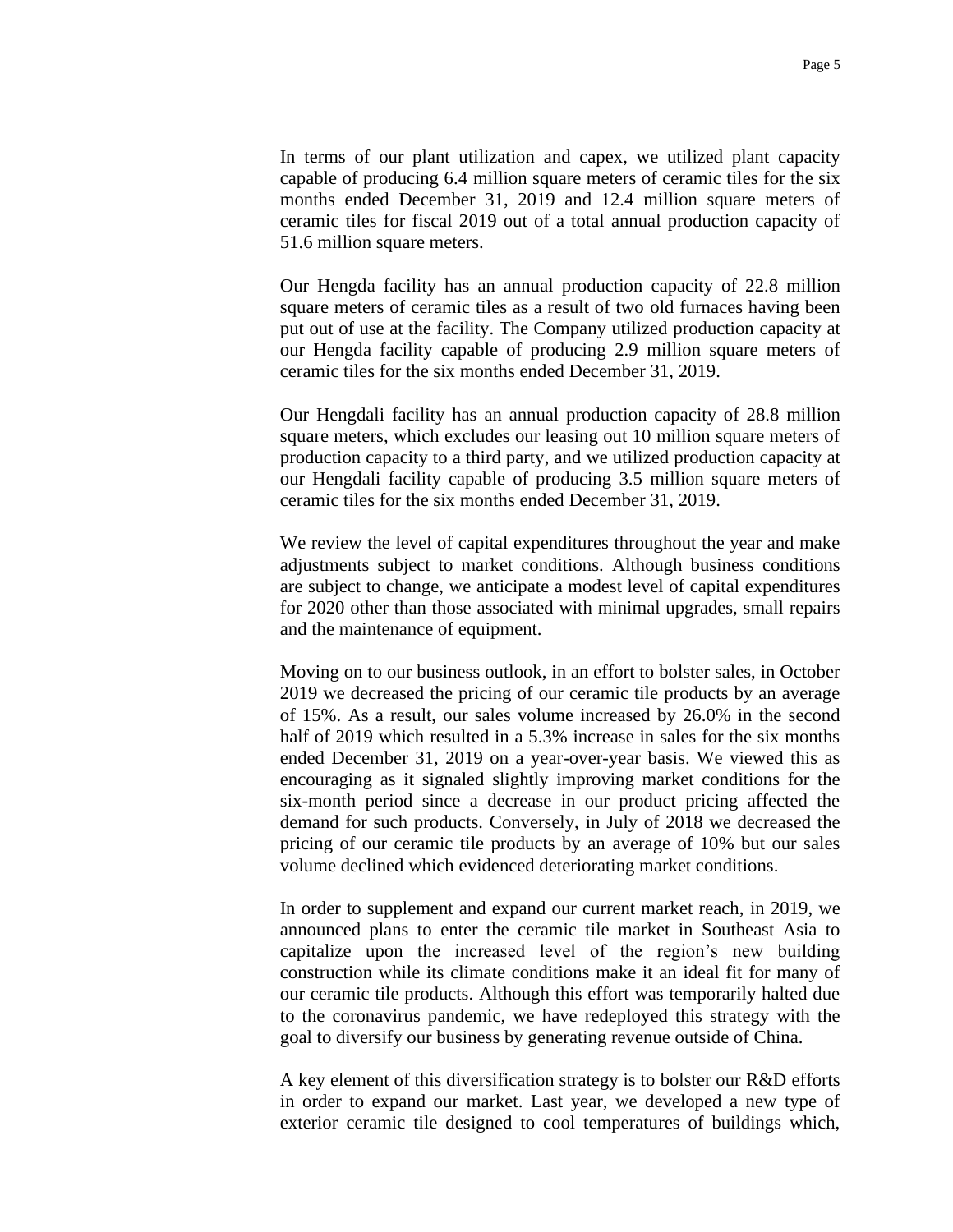In terms of our plant utilization and capex, we utilized plant capacity capable of producing 6.4 million square meters of ceramic tiles for the six months ended December 31, 2019 and 12.4 million square meters of ceramic tiles for fiscal 2019 out of a total annual production capacity of 51.6 million square meters.

Our Hengda facility has an annual production capacity of 22.8 million square meters of ceramic tiles as a result of two old furnaces having been put out of use at the facility. The Company utilized production capacity at our Hengda facility capable of producing 2.9 million square meters of ceramic tiles for the six months ended December 31, 2019.

Our Hengdali facility has an annual production capacity of 28.8 million square meters, which excludes our leasing out 10 million square meters of production capacity to a third party, and we utilized production capacity at our Hengdali facility capable of producing 3.5 million square meters of ceramic tiles for the six months ended December 31, 2019.

We review the level of capital expenditures throughout the year and make adjustments subject to market conditions. Although business conditions are subject to change, we anticipate a modest level of capital expenditures for 2020 other than those associated with minimal upgrades, small repairs and the maintenance of equipment.

Moving on to our business outlook, in an effort to bolster sales, in October 2019 we decreased the pricing of our ceramic tile products by an average of 15%. As a result, our sales volume increased by 26.0% in the second half of 2019 which resulted in a 5.3% increase in sales for the six months ended December 31, 2019 on a year-over-year basis. We viewed this as encouraging as it signaled slightly improving market conditions for the six-month period since a decrease in our product pricing affected the demand for such products. Conversely, in July of 2018 we decreased the pricing of our ceramic tile products by an average of 10% but our sales volume declined which evidenced deteriorating market conditions.

In order to supplement and expand our current market reach, in 2019, we announced plans to enter the ceramic tile market in Southeast Asia to capitalize upon the increased level of the region's new building construction while its climate conditions make it an ideal fit for many of our ceramic tile products. Although this effort was temporarily halted due to the coronavirus pandemic, we have redeployed this strategy with the goal to diversify our business by generating revenue outside of China.

A key element of this diversification strategy is to bolster our R&D efforts in order to expand our market. Last year, we developed a new type of exterior ceramic tile designed to cool temperatures of buildings which,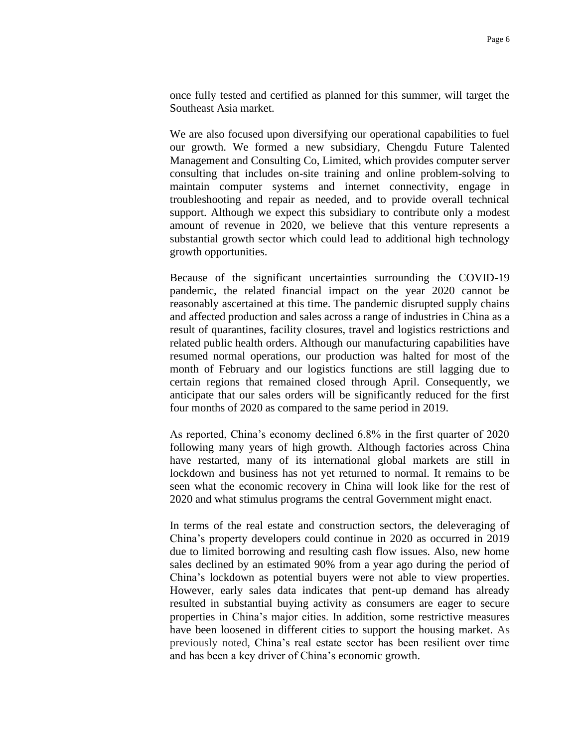once fully tested and certified as planned for this summer, will target the Southeast Asia market.

We are also focused upon diversifying our operational capabilities to fuel our growth. We formed a new subsidiary, Chengdu Future Talented Management and Consulting Co, Limited, which provides computer server consulting that includes on-site training and online problem-solving to maintain computer systems and internet connectivity, engage in troubleshooting and repair as needed, and to provide overall technical support. Although we expect this subsidiary to contribute only a modest amount of revenue in 2020, we believe that this venture represents a substantial growth sector which could lead to additional high technology growth opportunities.

Because of the significant uncertainties surrounding the COVID-19 pandemic, the related financial impact on the year 2020 cannot be reasonably ascertained at this time. The pandemic disrupted supply chains and affected production and sales across a range of industries in China as a result of quarantines, facility closures, travel and logistics restrictions and related public health orders. Although our manufacturing capabilities have resumed normal operations, our production was halted for most of the month of February and our logistics functions are still lagging due to certain regions that remained closed through April. Consequently, we anticipate that our sales orders will be significantly reduced for the first four months of 2020 as compared to the same period in 2019.

As reported, China's economy declined 6.8% in the first quarter of 2020 following many years of high growth. Although factories across China have restarted, many of its international global markets are still in lockdown and business has not yet returned to normal. It remains to be seen what the economic recovery in China will look like for the rest of 2020 and what stimulus programs the central Government might enact.

In terms of the real estate and construction sectors, the deleveraging of China's property developers could continue in 2020 as occurred in 2019 due to limited borrowing and resulting cash flow issues. Also, new home sales declined by an estimated 90% from a year ago during the period of China's lockdown as potential buyers were not able to view properties. However, early sales data indicates that pent-up demand has already resulted in substantial buying activity as consumers are eager to secure properties in China's major cities. In addition, some restrictive measures have been loosened in different cities to support the housing market. As previously noted, China's real estate sector has been resilient over time and has been a key driver of China's economic growth.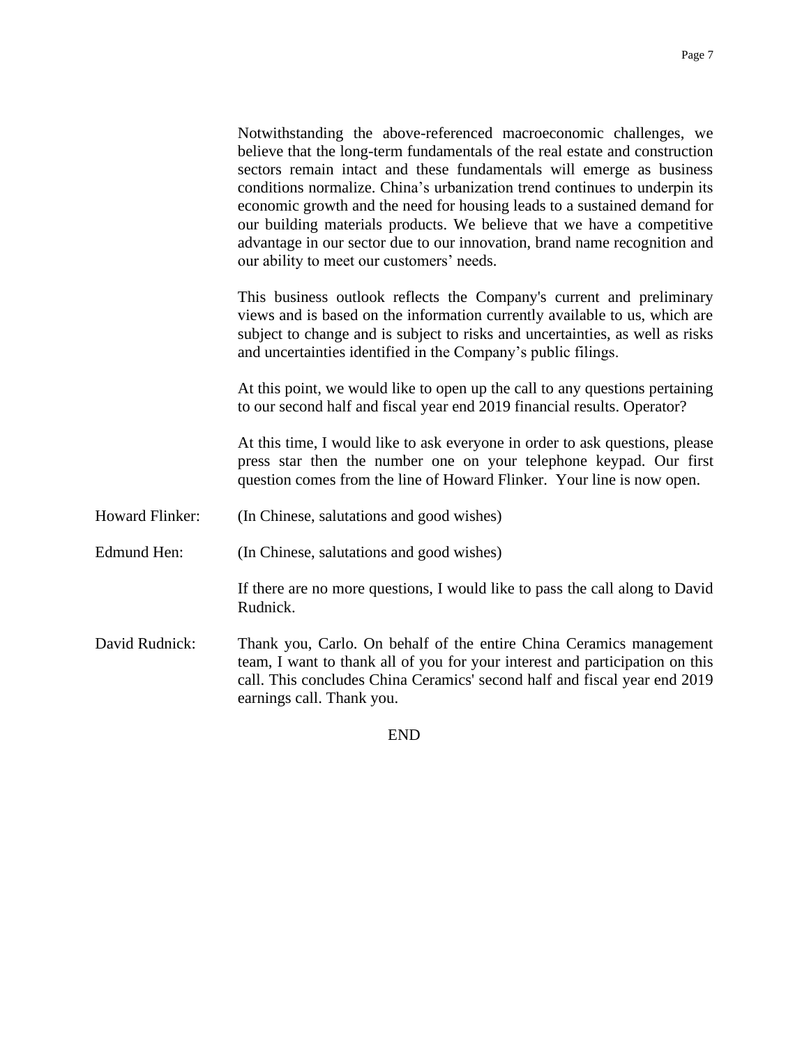Notwithstanding the above-referenced macroeconomic challenges, we believe that the long-term fundamentals of the real estate and construction sectors remain intact and these fundamentals will emerge as business conditions normalize. China's urbanization trend continues to underpin its economic growth and the need for housing leads to a sustained demand for our building materials products. We believe that we have a competitive advantage in our sector due to our innovation, brand name recognition and our ability to meet our customers' needs.

This business outlook reflects the Company's current and preliminary views and is based on the information currently available to us, which are subject to change and is subject to risks and uncertainties, as well as risks and uncertainties identified in the Company's public filings.

At this point, we would like to open up the call to any questions pertaining to our second half and fiscal year end 2019 financial results. Operator?

At this time, I would like to ask everyone in order to ask questions, please press star then the number one on your telephone keypad. Our first question comes from the line of Howard Flinker. Your line is now open.

Howard Flinker: (In Chinese, salutations and good wishes)

Edmund Hen: (In Chinese, salutations and good wishes)

If there are no more questions, I would like to pass the call along to David Rudnick.

David Rudnick: Thank you, Carlo. On behalf of the entire China Ceramics management team, I want to thank all of you for your interest and participation on this call. This concludes China Ceramics' second half and fiscal year end 2019 earnings call. Thank you.

END